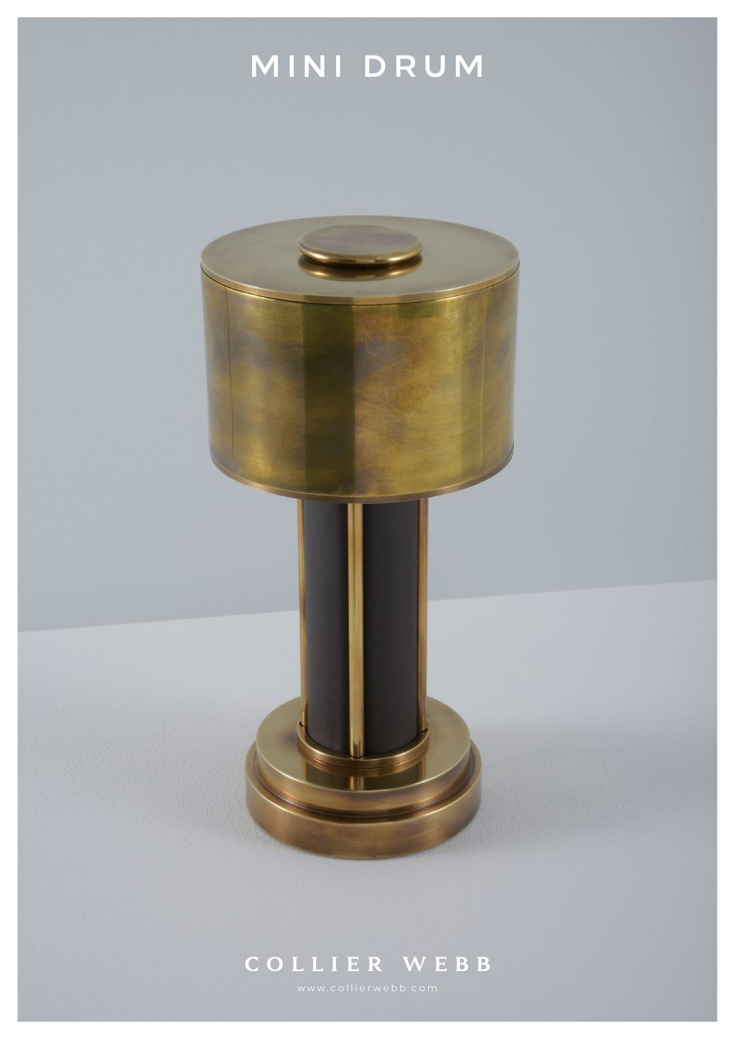# MINI DRUM

COLLIER WEBB

www.collierwebb.com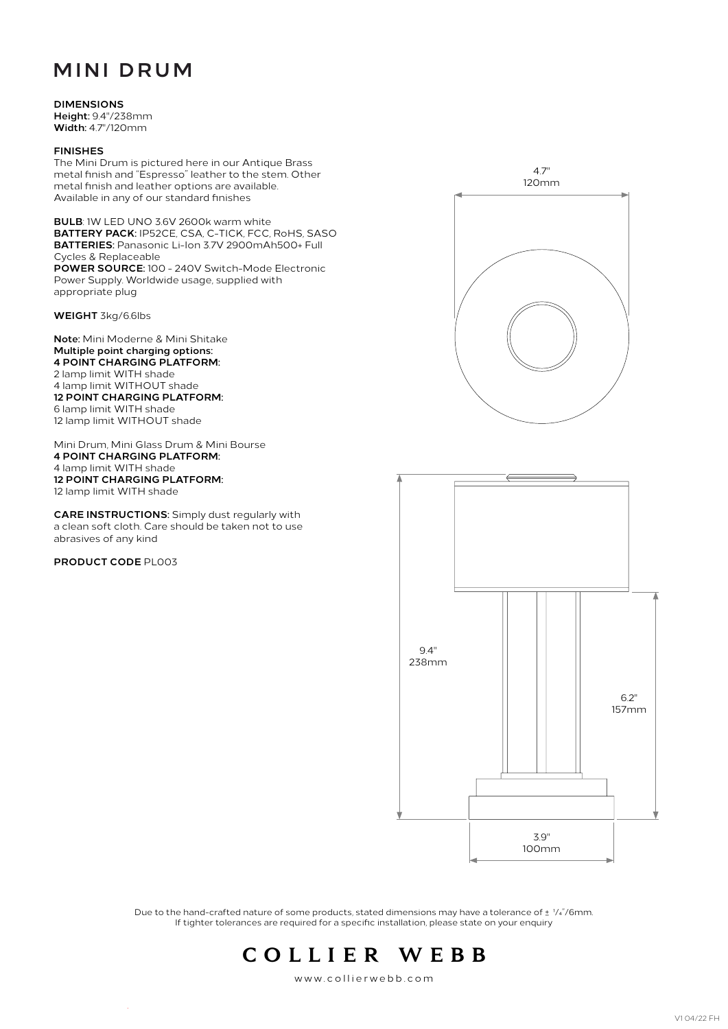# MINI DRUM

**DIMENSIONS**
**Height:** 9.4"/238mm
**Width:** 4.7"/120mm

**FINISHES**
The Mini Drum is pictured here in our Antique Brass metal finish and "Espresso" leather to the stem. Other metal finish and leather options are available. Available in any of our standard finishes

**BULB**: 1W LED UNO 3.6V 2600k warm white
**BATTERY PACK:** IP52CE, CSA, C-TICK, FCC, RoHS, SASO
**BATTERIES:** Panasonic Li-Ion 3.7V 2900mAh500+ Full Cycles & Replaceable
**POWER SOURCE:** 100 - 240V Switch-Mode Electronic Power Supply. Worldwide usage, supplied with appropriate plug

**WEIGHT** 3kg/6.6lbs

**Note:** Mini Moderne & Mini Shitake
**Multiple point charging options:**
**4 POINT CHARGING PLATFORM:**
2 lamp limit WITH shade
4 lamp limit WITHOUT shade
**12 POINT CHARGING PLATFORM:**
6 lamp limit WITH shade
12 lamp limit WITHOUT shade

Mini Drum, Mini Glass Drum & Mini Bourse
**4 POINT CHARGING PLATFORM:**
4 lamp limit WITH shade
**12 POINT CHARGING PLATFORM:**
12 lamp limit WITH shade

**CARE INSTRUCTIONS:** Simply dust regularly with a clean soft cloth. Care should be taken not to use abrasives of any kind

**PRODUCT CODE** PL003

4.7"
120mm

9.4"
238mm

6.2"
157mm

3.9"
100mm

Due to the hand-crafted nature of some products, stated dimensions may have a tolerance of ± 1/4"/6mm.
If tighter tolerances are required for a specific installation, please state on your enquiry

COLLIER WEBB

www.collierwebb.com